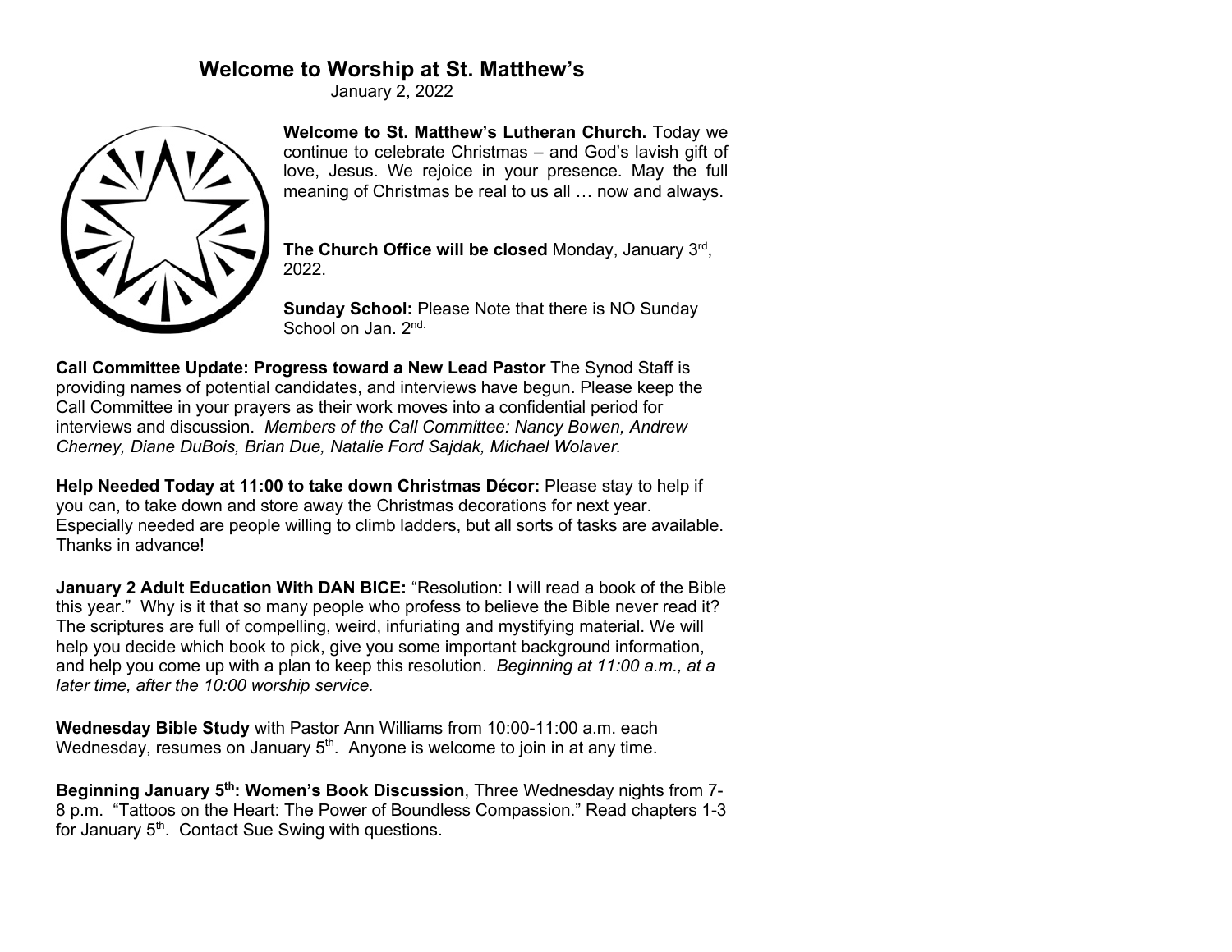# Welcome to Worship at St. Matthew's

January 2, 2022

**Welcome to St. Matthew's Lutheran Church.** Today we continue to celebrate Christmas – and God's lavish gift of love, Jesus. We rejoice in your presence. May the full meaning of Christmas be real to us all … now and always.

**The Church Office will be closed** Monday, January 3rd, 2022.

**Sunday School:** Please Note that there is NO Sunday School on Jan. 2nd.

**Call Committee Update: Progress toward a New Lead Pastor** The Synod Staff is providing names of potential candidates, and interviews have begun. Please keep the Call Committee in your prayers as their work moves into a confidential period for interviews and discussion. *Members of the Call Committee: Nancy Bowen, Andrew Cherney, Diane DuBois, Brian Due, Natalie Ford Sajdak, Michael Wolaver.*

**Help Needed Today at 11:00 to take down Christmas Décor:** Please stay to help if you can, to take down and store away the Christmas decorations for next year. Especially needed are people willing to climb ladders, but all sorts of tasks are available. Thanks in advance!

**January 2 Adult Education With DAN BICE:** "Resolution: I will read a book of the Bible this year." Why is it that so many people who profess to believe the Bible never read it? The scriptures are full of compelling, weird, infuriating and mystifying material. We will help you decide which book to pick, give you some important background information, and help you come up with a plan to keep this resolution. *Beginning at 11:00 a.m., at a later time, after the 10:00 worship service.*

**Wednesday Bible Study** with Pastor Ann Williams from 10:00-11:00 a.m. each Wednesday, resumes on January 5th. Anyone is welcome to join in at any time.

**Beginning January 5th: Women's Book Discussion**, Three Wednesday nights from 7-8 p.m. "Tattoos on the Heart: The Power of Boundless Compassion." Read chapters 1-3 for January 5th. Contact Sue Swing with questions.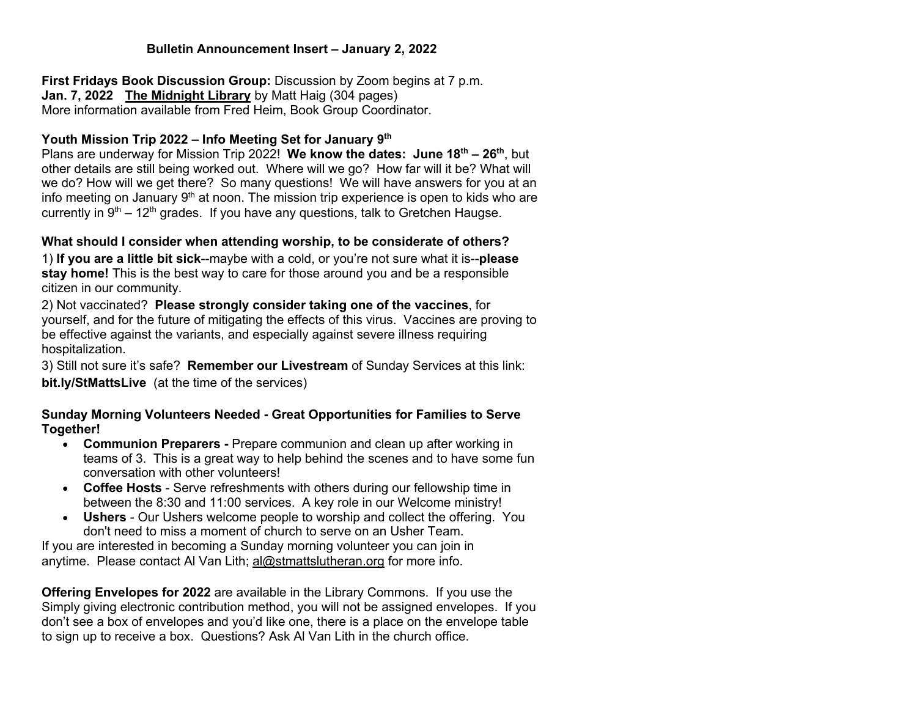## Bulletin Announcement Insert – January 2, 2022

**First Fridays Book Discussion Group:** Discussion by Zoom begins at 7 p.m.
**Jan. 7, 2022** **The Midnight Library** by Matt Haig (304 pages)
More information available from Fred Heim, Book Group Coordinator.

**Youth Mission Trip 2022 – Info Meeting Set for January 9th**
Plans are underway for Mission Trip 2022! **We know the dates: June 18th – 26th**, but other details are still being worked out. Where will we go? How far will it be? What will we do? How will we get there? So many questions! We will have answers for you at an info meeting on January 9th at noon. The mission trip experience is open to kids who are currently in 9th – 12th grades. If you have any questions, talk to Gretchen Haugse.

**What should I consider when attending worship, to be considerate of others?**
1) **If you are a little bit sick**--maybe with a cold, or you're not sure what it is--**please stay home!** This is the best way to care for those around you and be a responsible citizen in our community.
2) Not vaccinated? **Please strongly consider taking one of the vaccines**, for yourself, and for the future of mitigating the effects of this virus. Vaccines are proving to be effective against the variants, and especially against severe illness requiring hospitalization.
3) Still not sure it's safe? **Remember our Livestream** of Sunday Services at this link: **bit.ly/StMattsLive** (at the time of the services)

**Sunday Morning Volunteers Needed - Great Opportunities for Families to Serve Together!**

- **Communion Preparers -** Prepare communion and clean up after working in teams of 3. This is a great way to help behind the scenes and to have some fun conversation with other volunteers!
- **Coffee Hosts** - Serve refreshments with others during our fellowship time in between the 8:30 and 11:00 services. A key role in our Welcome ministry!
- **Ushers** - Our Ushers welcome people to worship and collect the offering. You don't need to miss a moment of church to serve on an Usher Team.

If you are interested in becoming a Sunday morning volunteer you can join in anytime. Please contact Al Van Lith; al@stmattslutheran.org for more info.

**Offering Envelopes for 2022** are available in the Library Commons. If you use the Simply giving electronic contribution method, you will not be assigned envelopes. If you don't see a box of envelopes and you'd like one, there is a place on the envelope table to sign up to receive a box. Questions? Ask Al Van Lith in the church office.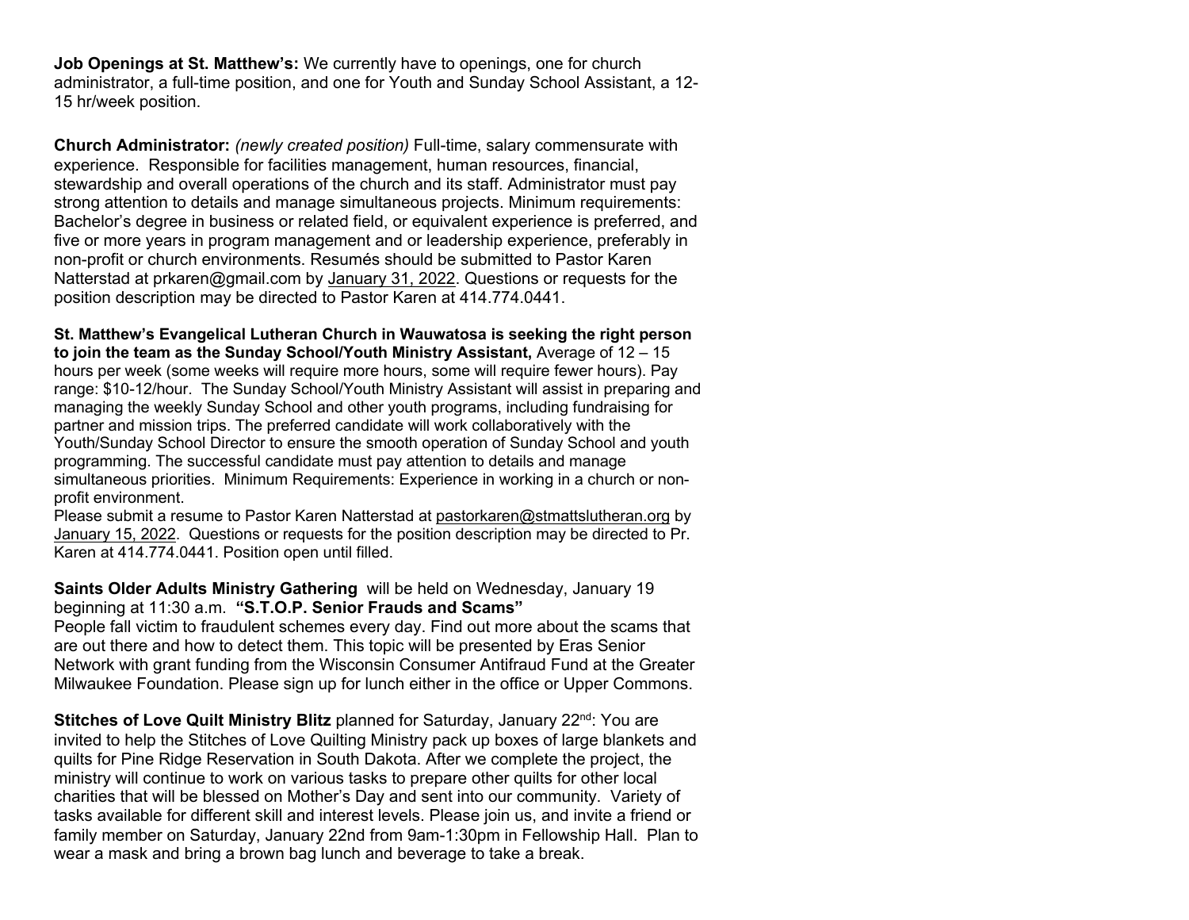**Job Openings at St. Matthew's:** We currently have to openings, one for church administrator, a full-time position, and one for Youth and Sunday School Assistant, a 12-15 hr/week position.

**Church Administrator:** *(newly created position)* Full-time, salary commensurate with experience. Responsible for facilities management, human resources, financial, stewardship and overall operations of the church and its staff. Administrator must pay strong attention to details and manage simultaneous projects. Minimum requirements: Bachelor's degree in business or related field, or equivalent experience is preferred, and five or more years in program management and or leadership experience, preferably in non-profit or church environments. Resumés should be submitted to Pastor Karen Natterstad at prkaren@gmail.com by January 31, 2022. Questions or requests for the position description may be directed to Pastor Karen at 414.774.0441.

**St. Matthew's Evangelical Lutheran Church in Wauwatosa is seeking the right person to join the team as the Sunday School/Youth Ministry Assistant,** Average of 12 – 15 hours per week (some weeks will require more hours, some will require fewer hours). Pay range: $10-12/hour. The Sunday School/Youth Ministry Assistant will assist in preparing and managing the weekly Sunday School and other youth programs, including fundraising for partner and mission trips. The preferred candidate will work collaboratively with the Youth/Sunday School Director to ensure the smooth operation of Sunday School and youth programming. The successful candidate must pay attention to details and manage simultaneous priorities. Minimum Requirements: Experience in working in a church or non-profit environment.
Please submit a resume to Pastor Karen Natterstad at pastorkaren@stmattslutheran.org by January 15, 2022. Questions or requests for the position description may be directed to Pr. Karen at 414.774.0441. Position open until filled.

**Saints Older Adults Ministry Gathering** will be held on Wednesday, January 19 beginning at 11:30 a.m. **"S.T.O.P. Senior Frauds and Scams"**
People fall victim to fraudulent schemes every day. Find out more about the scams that are out there and how to detect them. This topic will be presented by Eras Senior Network with grant funding from the Wisconsin Consumer Antifraud Fund at the Greater Milwaukee Foundation. Please sign up for lunch either in the office or Upper Commons.

**Stitches of Love Quilt Ministry Blitz** planned for Saturday, January 22nd: You are invited to help the Stitches of Love Quilting Ministry pack up boxes of large blankets and quilts for Pine Ridge Reservation in South Dakota. After we complete the project, the ministry will continue to work on various tasks to prepare other quilts for other local charities that will be blessed on Mother's Day and sent into our community. Variety of tasks available for different skill and interest levels. Please join us, and invite a friend or family member on Saturday, January 22nd from 9am-1:30pm in Fellowship Hall. Plan to wear a mask and bring a brown bag lunch and beverage to take a break.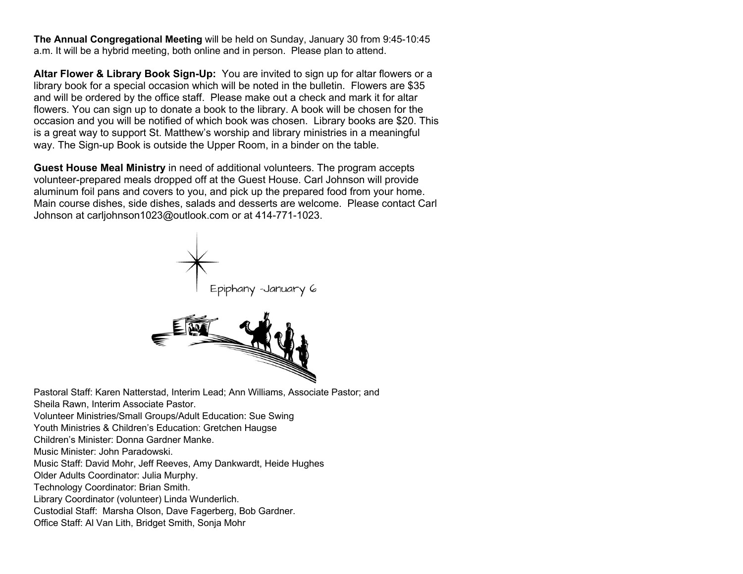**The Annual Congregational Meeting** will be held on Sunday, January 30 from 9:45-10:45 a.m. It will be a hybrid meeting, both online and in person. Please plan to attend.

**Altar Flower & Library Book Sign-Up:** You are invited to sign up for altar flowers or a library book for a special occasion which will be noted in the bulletin. Flowers are $35 and will be ordered by the office staff. Please make out a check and mark it for altar flowers. You can sign up to donate a book to the library. A book will be chosen for the occasion and you will be notified of which book was chosen. Library books are $20. This is a great way to support St. Matthew's worship and library ministries in a meaningful way. The Sign-up Book is outside the Upper Room, in a binder on the table.

**Guest House Meal Ministry** in need of additional volunteers. The program accepts volunteer-prepared meals dropped off at the Guest House. Carl Johnson will provide aluminum foil pans and covers to you, and pick up the prepared food from your home. Main course dishes, side dishes, salads and desserts are welcome. Please contact Carl Johnson at carljohnson1023@outlook.com or at 414-771-1023.

Epiphany -January 6

Pastoral Staff: Karen Natterstad, Interim Lead; Ann Williams, Associate Pastor; and Sheila Rawn, Interim Associate Pastor.
Volunteer Ministries/Small Groups/Adult Education: Sue Swing
Youth Ministries & Children's Education: Gretchen Haugse
Children's Minister: Donna Gardner Manke.
Music Minister: John Paradowski.
Music Staff: David Mohr, Jeff Reeves, Amy Dankwardt, Heide Hughes
Older Adults Coordinator: Julia Murphy.
Technology Coordinator: Brian Smith.
Library Coordinator (volunteer) Linda Wunderlich.
Custodial Staff: Marsha Olson, Dave Fagerberg, Bob Gardner.
Office Staff: Al Van Lith, Bridget Smith, Sonja Mohr